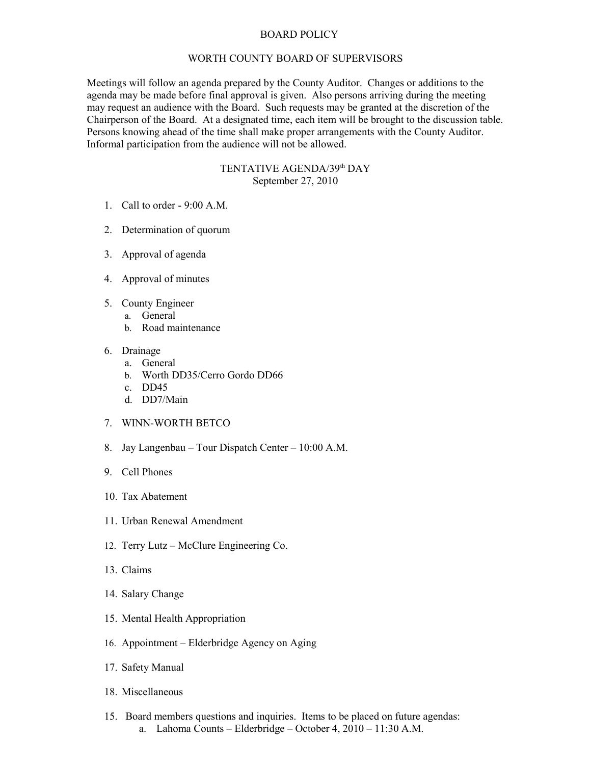# BOARD POLICY

## WORTH COUNTY BOARD OF SUPERVISORS

Meetings will follow an agenda prepared by the County Auditor. Changes or additions to the agenda may be made before final approval is given. Also persons arriving during the meeting may request an audience with the Board. Such requests may be granted at the discretion of the Chairperson of the Board. At a designated time, each item will be brought to the discussion table. Persons knowing ahead of the time shall make proper arrangements with the County Auditor. Informal participation from the audience will not be allowed.

## TENTATIVE AGENDA/39th DAY

September 27, 2010

1. Call to order - 9:00 A.M.

2. Determination of quorum

3. Approval of agenda

4. Approval of minutes

5. County Engineer
   a. General
   b. Road maintenance

6. Drainage
   a. General
   b. Worth DD35/Cerro Gordo DD66
   c. DD45
   d. DD7/Main

7. WINN-WORTH BETCO

8. Jay Langenbau – Tour Dispatch Center – 10:00 A.M.

9. Cell Phones

10. Tax Abatement

11. Urban Renewal Amendment

12. Terry Lutz – McClure Engineering Co.

13. Claims

14. Salary Change

15. Mental Health Appropriation

16. Appointment – Elderbridge Agency on Aging

17. Safety Manual

18. Miscellaneous

15. Board members questions and inquiries. Items to be placed on future agendas:
    a. Lahoma Counts – Elderbridge – October 4, 2010 – 11:30 A.M.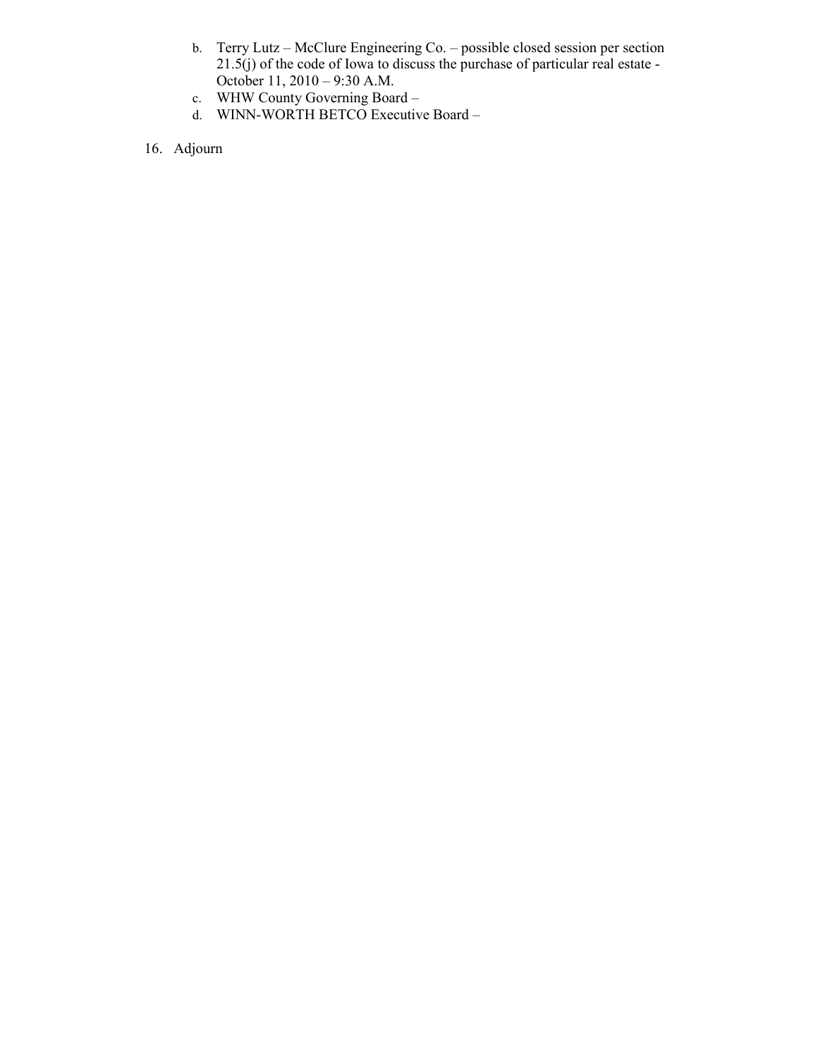b. Terry Lutz – McClure Engineering Co. – possible closed session per section 21.5(j) of the code of Iowa to discuss the purchase of particular real estate - October 11, 2010 – 9:30 A.M.
c. WHW County Governing Board –
d. WINN-WORTH BETCO Executive Board –

16. Adjourn